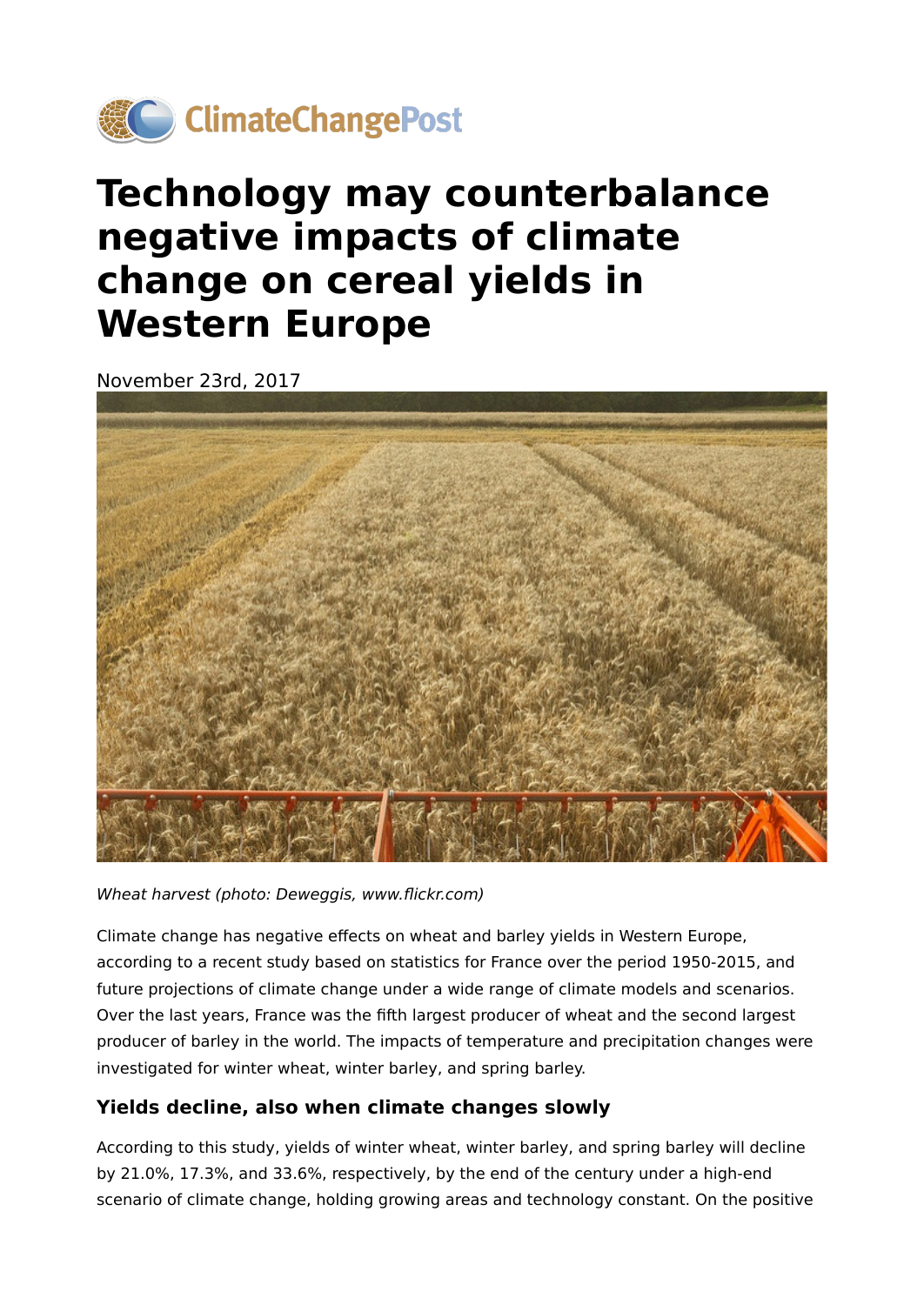# Technology may counterbalance negative impacts of climate change on cereal yields in Western Europe

November 23rd, 2017

*Wheat harvest (photo: Deweggis, www.flickr.com)*

Climate change has negative effects on wheat and barley yields in Western Europe, according to a recent study based on statistics for France over the period 1950-2015, and future projections of climate change under a wide range of climate models and scenarios. Over the last years, France was the fifth largest producer of wheat and the second largest producer of barley in the world. The impacts of temperature and precipitation changes were investigated for winter wheat, winter barley, and spring barley.

### Yields decline, also when climate changes slowly

According to this study, yields of winter wheat, winter barley, and spring barley will decline by 21.0%, 17.3%, and 33.6%, respectively, by the end of the century under a high-end scenario of climate change, holding growing areas and technology constant. On the positive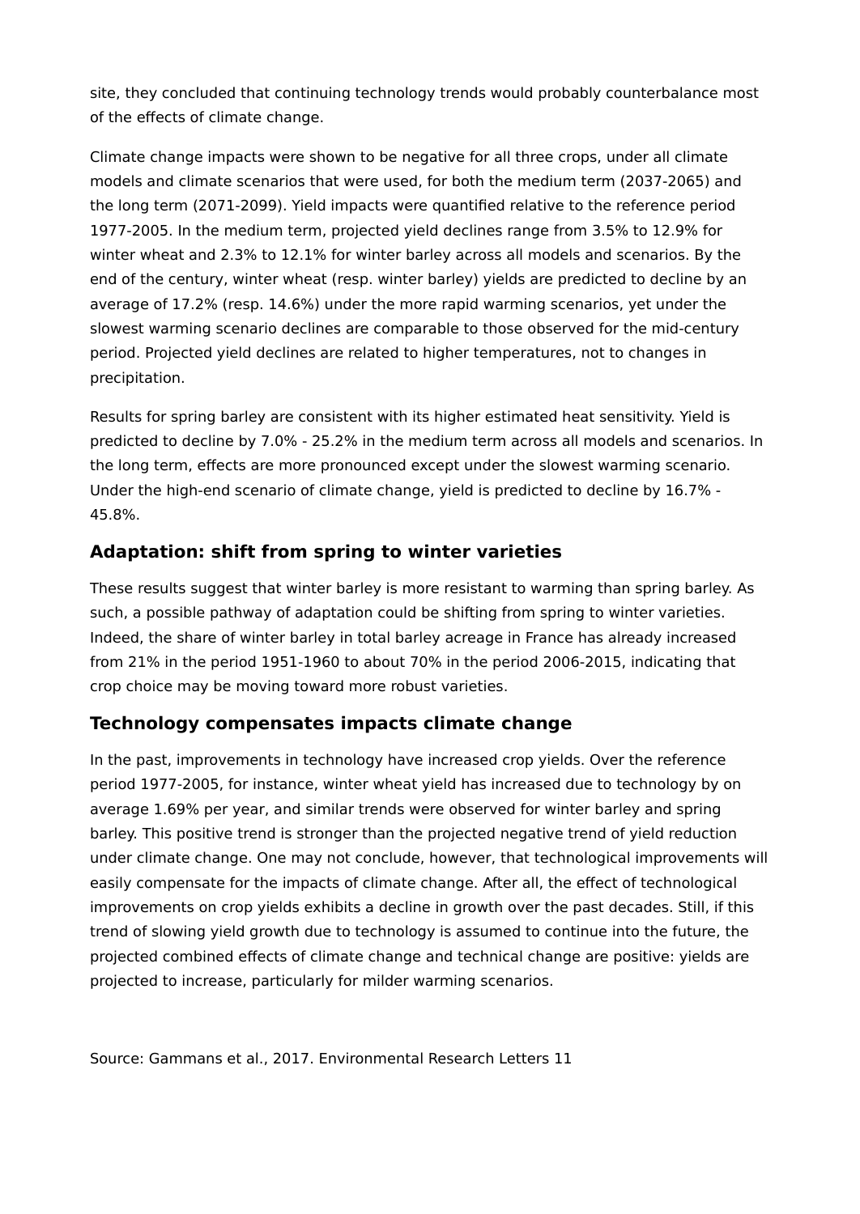site, they concluded that continuing technology trends would probably counterbalance most of the effects of climate change.

Climate change impacts were shown to be negative for all three crops, under all climate models and climate scenarios that were used, for both the medium term (2037-2065) and the long term (2071-2099). Yield impacts were quantified relative to the reference period 1977-2005. In the medium term, projected yield declines range from 3.5% to 12.9% for winter wheat and 2.3% to 12.1% for winter barley across all models and scenarios. By the end of the century, winter wheat (resp. winter barley) yields are predicted to decline by an average of 17.2% (resp. 14.6%) under the more rapid warming scenarios, yet under the slowest warming scenario declines are comparable to those observed for the mid-century period. Projected yield declines are related to higher temperatures, not to changes in precipitation.

Results for spring barley are consistent with its higher estimated heat sensitivity. Yield is predicted to decline by 7.0% - 25.2% in the medium term across all models and scenarios. In the long term, effects are more pronounced except under the slowest warming scenario. Under the high-end scenario of climate change, yield is predicted to decline by 16.7% - 45.8%.

## Adaptation: shift from spring to winter varieties

These results suggest that winter barley is more resistant to warming than spring barley. As such, a possible pathway of adaptation could be shifting from spring to winter varieties. Indeed, the share of winter barley in total barley acreage in France has already increased from 21% in the period 1951-1960 to about 70% in the period 2006-2015, indicating that crop choice may be moving toward more robust varieties.

## Technology compensates impacts climate change

In the past, improvements in technology have increased crop yields. Over the reference period 1977-2005, for instance, winter wheat yield has increased due to technology by on average 1.69% per year, and similar trends were observed for winter barley and spring barley. This positive trend is stronger than the projected negative trend of yield reduction under climate change. One may not conclude, however, that technological improvements will easily compensate for the impacts of climate change. After all, the effect of technological improvements on crop yields exhibits a decline in growth over the past decades. Still, if this trend of slowing yield growth due to technology is assumed to continue into the future, the projected combined effects of climate change and technical change are positive: yields are projected to increase, particularly for milder warming scenarios.

Source: Gammans et al., 2017. Environmental Research Letters 11